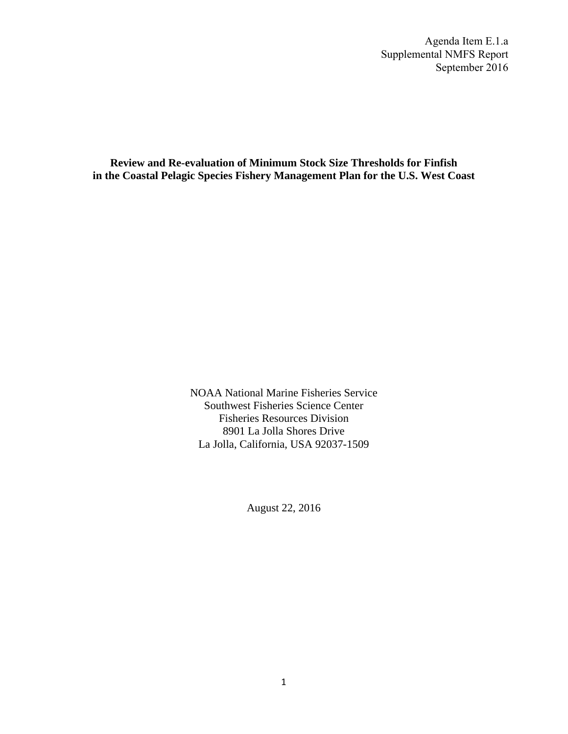Agenda Item E.1.a
Supplemental NMFS Report
September 2016

# Review and Re-evaluation of Minimum Stock Size Thresholds for Finfish in the Coastal Pelagic Species Fishery Management Plan for the U.S. West Coast

NOAA National Marine Fisheries Service
Southwest Fisheries Science Center
Fisheries Resources Division
8901 La Jolla Shores Drive
La Jolla, California, USA 92037-1509

August 22, 2016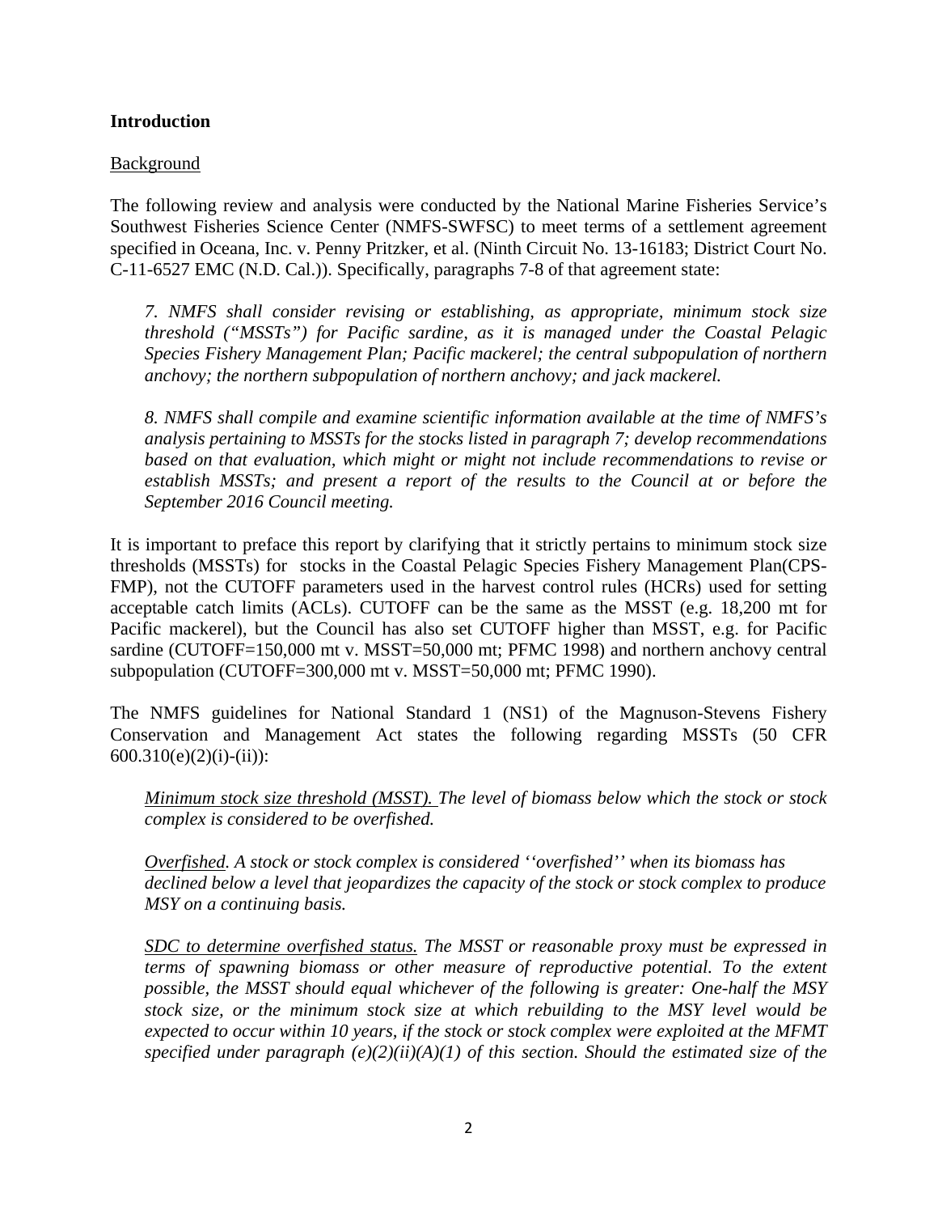## Introduction

### Background

The following review and analysis were conducted by the National Marine Fisheries Service's Southwest Fisheries Science Center (NMFS-SWFSC) to meet terms of a settlement agreement specified in Oceana, Inc. v. Penny Pritzker, et al. (Ninth Circuit No. 13-16183; District Court No. C-11-6527 EMC (N.D. Cal.)). Specifically, paragraphs 7-8 of that agreement state:

> *7. NMFS shall consider revising or establishing, as appropriate, minimum stock size threshold ("MSSTs") for Pacific sardine, as it is managed under the Coastal Pelagic Species Fishery Management Plan; Pacific mackerel; the central subpopulation of northern anchovy; the northern subpopulation of northern anchovy; and jack mackerel.*
>
> *8. NMFS shall compile and examine scientific information available at the time of NMFS's analysis pertaining to MSSTs for the stocks listed in paragraph 7; develop recommendations based on that evaluation, which might or might not include recommendations to revise or establish MSSTs; and present a report of the results to the Council at or before the September 2016 Council meeting.*

It is important to preface this report by clarifying that it strictly pertains to minimum stock size thresholds (MSSTs) for stocks in the Coastal Pelagic Species Fishery Management Plan(CPS-FMP), not the CUTOFF parameters used in the harvest control rules (HCRs) used for setting acceptable catch limits (ACLs). CUTOFF can be the same as the MSST (e.g. 18,200 mt for Pacific mackerel), but the Council has also set CUTOFF higher than MSST, e.g. for Pacific sardine (CUTOFF=150,000 mt v. MSST=50,000 mt; PFMC 1998) and northern anchovy central subpopulation (CUTOFF=300,000 mt v. MSST=50,000 mt; PFMC 1990).

The NMFS guidelines for National Standard 1 (NS1) of the Magnuson-Stevens Fishery Conservation and Management Act states the following regarding MSSTs (50 CFR 600.310(e)(2)(i)-(ii)):

> *Minimum stock size threshold (MSST). The level of biomass below which the stock or stock complex is considered to be overfished.*
>
> *Overfished. A stock or stock complex is considered ''overfished'' when its biomass has declined below a level that jeopardizes the capacity of the stock or stock complex to produce MSY on a continuing basis.*
>
> *SDC to determine overfished status. The MSST or reasonable proxy must be expressed in terms of spawning biomass or other measure of reproductive potential. To the extent possible, the MSST should equal whichever of the following is greater: One-half the MSY stock size, or the minimum stock size at which rebuilding to the MSY level would be expected to occur within 10 years, if the stock or stock complex were exploited at the MFMT specified under paragraph (e)(2)(ii)(A)(1) of this section. Should the estimated size of the*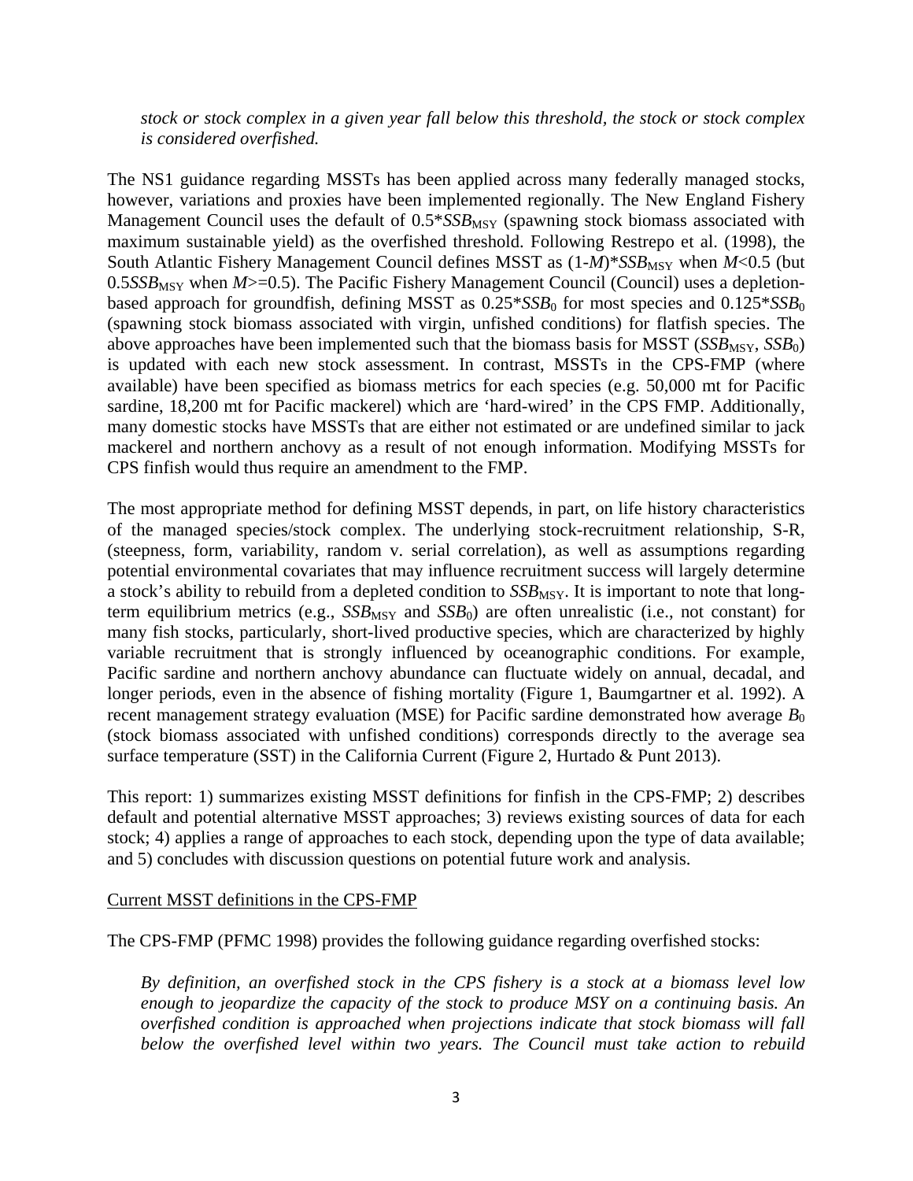*stock or stock complex in a given year fall below this threshold, the stock or stock complex is considered overfished.*

The NS1 guidance regarding MSSTs has been applied across many federally managed stocks, however, variations and proxies have been implemented regionally. The New England Fishery Management Council uses the default of $0.5*SSB_{\text{MSY}}$ (spawning stock biomass associated with maximum sustainable yield) as the overfished threshold. Following Restrepo et al. (1998), the South Atlantic Fishery Management Council defines MSST as $(1\text{-}M)*SSB_{\text{MSY}}$ when $M<0.5$ (but $0.5SSB_{\text{MSY}}$ when $M>=0.5$). The Pacific Fishery Management Council (Council) uses a depletion-based approach for groundfish, defining MSST as $0.25*SSB_0$ for most species and $0.125*SSB_0$ (spawning stock biomass associated with virgin, unfished conditions) for flatfish species. The above approaches have been implemented such that the biomass basis for MSST ($SSB_{\text{MSY}}$, $SSB_0$) is updated with each new stock assessment. In contrast, MSSTs in the CPS-FMP (where available) have been specified as biomass metrics for each species (e.g. 50,000 mt for Pacific sardine, 18,200 mt for Pacific mackerel) which are 'hard-wired' in the CPS FMP. Additionally, many domestic stocks have MSSTs that are either not estimated or are undefined similar to jack mackerel and northern anchovy as a result of not enough information. Modifying MSSTs for CPS finfish would thus require an amendment to the FMP.

The most appropriate method for defining MSST depends, in part, on life history characteristics of the managed species/stock complex. The underlying stock-recruitment relationship, S-R, (steepness, form, variability, random v. serial correlation), as well as assumptions regarding potential environmental covariates that may influence recruitment success will largely determine a stock's ability to rebuild from a depleted condition to $SSB_{\text{MSY}}$. It is important to note that long-term equilibrium metrics (e.g., $SSB_{\text{MSY}}$ and $SSB_0$) are often unrealistic (i.e., not constant) for many fish stocks, particularly, short-lived productive species, which are characterized by highly variable recruitment that is strongly influenced by oceanographic conditions. For example, Pacific sardine and northern anchovy abundance can fluctuate widely on annual, decadal, and longer periods, even in the absence of fishing mortality (Figure 1, Baumgartner et al. 1992). A recent management strategy evaluation (MSE) for Pacific sardine demonstrated how average $B_0$ (stock biomass associated with unfished conditions) corresponds directly to the average sea surface temperature (SST) in the California Current (Figure 2, Hurtado & Punt 2013).

This report: 1) summarizes existing MSST definitions for finfish in the CPS-FMP; 2) describes default and potential alternative MSST approaches; 3) reviews existing sources of data for each stock; 4) applies a range of approaches to each stock, depending upon the type of data available; and 5) concludes with discussion questions on potential future work and analysis.

## Current MSST definitions in the CPS-FMP

The CPS-FMP (PFMC 1998) provides the following guidance regarding overfished stocks:

*By definition, an overfished stock in the CPS fishery is a stock at a biomass level low enough to jeopardize the capacity of the stock to produce MSY on a continuing basis. An overfished condition is approached when projections indicate that stock biomass will fall below the overfished level within two years. The Council must take action to rebuild*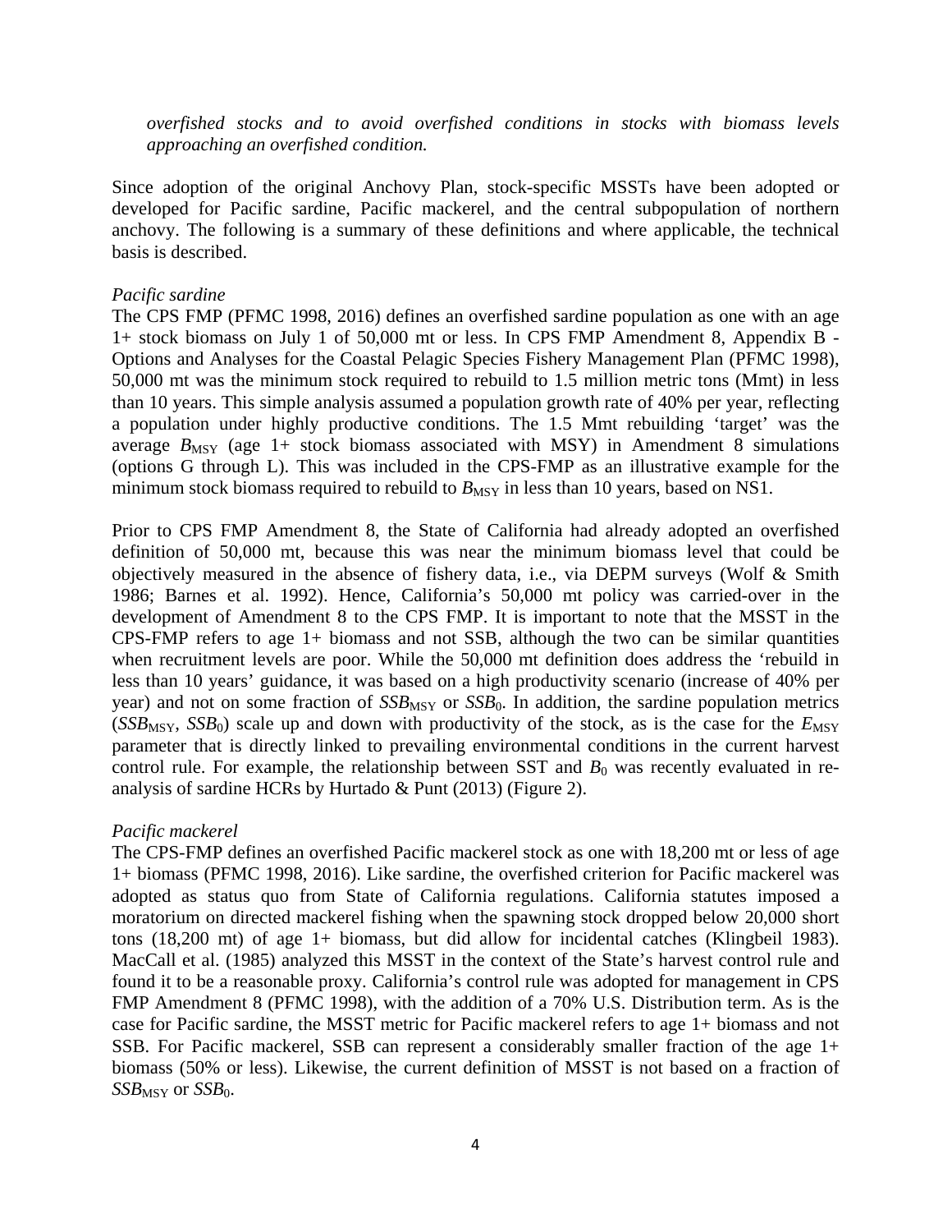*overfished stocks and to avoid overfished conditions in stocks with biomass levels approaching an overfished condition.*

Since adoption of the original Anchovy Plan, stock-specific MSSTs have been adopted or developed for Pacific sardine, Pacific mackerel, and the central subpopulation of northern anchovy. The following is a summary of these definitions and where applicable, the technical basis is described.

*Pacific sardine*

The CPS FMP (PFMC 1998, 2016) defines an overfished sardine population as one with an age 1+ stock biomass on July 1 of 50,000 mt or less. In CPS FMP Amendment 8, Appendix B - Options and Analyses for the Coastal Pelagic Species Fishery Management Plan (PFMC 1998), 50,000 mt was the minimum stock required to rebuild to 1.5 million metric tons (Mmt) in less than 10 years. This simple analysis assumed a population growth rate of 40% per year, reflecting a population under highly productive conditions. The 1.5 Mmt rebuilding 'target' was the average $B_{\mathrm{MSY}}$ (age 1+ stock biomass associated with MSY) in Amendment 8 simulations (options G through L). This was included in the CPS-FMP as an illustrative example for the minimum stock biomass required to rebuild to $B_{\mathrm{MSY}}$ in less than 10 years, based on NS1.

Prior to CPS FMP Amendment 8, the State of California had already adopted an overfished definition of 50,000 mt, because this was near the minimum biomass level that could be objectively measured in the absence of fishery data, i.e., via DEPM surveys (Wolf & Smith 1986; Barnes et al. 1992). Hence, California's 50,000 mt policy was carried-over in the development of Amendment 8 to the CPS FMP. It is important to note that the MSST in the CPS-FMP refers to age 1+ biomass and not SSB, although the two can be similar quantities when recruitment levels are poor. While the 50,000 mt definition does address the 'rebuild in less than 10 years' guidance, it was based on a high productivity scenario (increase of 40% per year) and not on some fraction of $SSB_{\mathrm{MSY}}$ or $SSB_0$. In addition, the sardine population metrics ($SSB_{\mathrm{MSY}}$, $SSB_0$) scale up and down with productivity of the stock, as is the case for the $E_{\mathrm{MSY}}$ parameter that is directly linked to prevailing environmental conditions in the current harvest control rule. For example, the relationship between SST and $B_0$ was recently evaluated in re-analysis of sardine HCRs by Hurtado & Punt (2013) (Figure 2).

*Pacific mackerel*

The CPS-FMP defines an overfished Pacific mackerel stock as one with 18,200 mt or less of age 1+ biomass (PFMC 1998, 2016). Like sardine, the overfished criterion for Pacific mackerel was adopted as status quo from State of California regulations. California statutes imposed a moratorium on directed mackerel fishing when the spawning stock dropped below 20,000 short tons (18,200 mt) of age 1+ biomass, but did allow for incidental catches (Klingbeil 1983). MacCall et al. (1985) analyzed this MSST in the context of the State's harvest control rule and found it to be a reasonable proxy. California's control rule was adopted for management in CPS FMP Amendment 8 (PFMC 1998), with the addition of a 70% U.S. Distribution term. As is the case for Pacific sardine, the MSST metric for Pacific mackerel refers to age 1+ biomass and not SSB. For Pacific mackerel, SSB can represent a considerably smaller fraction of the age 1+ biomass (50% or less). Likewise, the current definition of MSST is not based on a fraction of $SSB_{\mathrm{MSY}}$ or $SSB_0$.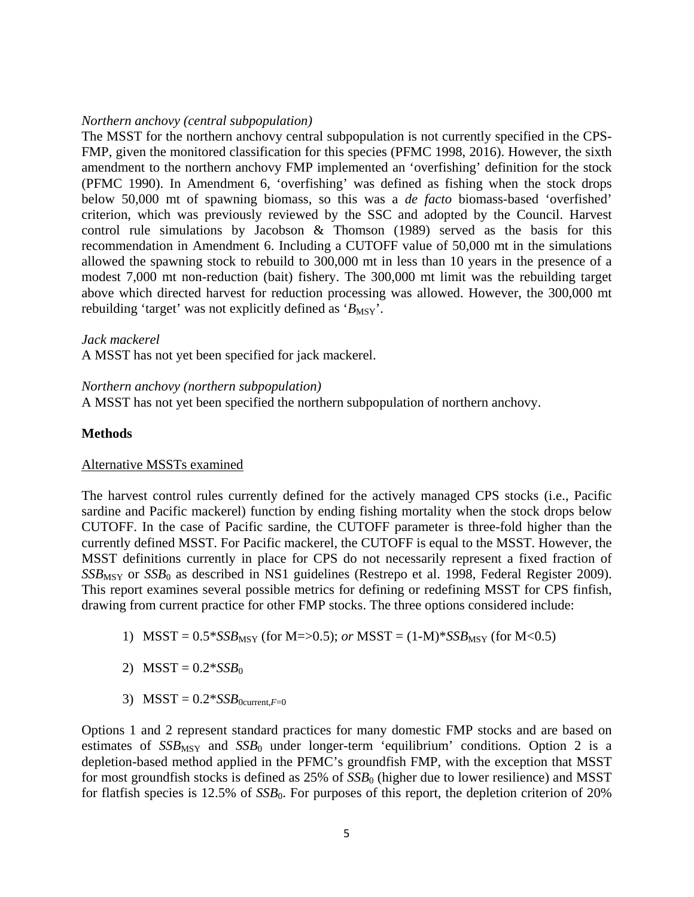*Northern anchovy (central subpopulation)*

The MSST for the northern anchovy central subpopulation is not currently specified in the CPS-FMP, given the monitored classification for this species (PFMC 1998, 2016). However, the sixth amendment to the northern anchovy FMP implemented an 'overfishing' definition for the stock (PFMC 1990). In Amendment 6, 'overfishing' was defined as fishing when the stock drops below 50,000 mt of spawning biomass, so this was a *de facto* biomass-based 'overfished' criterion, which was previously reviewed by the SSC and adopted by the Council. Harvest control rule simulations by Jacobson & Thomson (1989) served as the basis for this recommendation in Amendment 6. Including a CUTOFF value of 50,000 mt in the simulations allowed the spawning stock to rebuild to 300,000 mt in less than 10 years in the presence of a modest 7,000 mt non-reduction (bait) fishery. The 300,000 mt limit was the rebuilding target above which directed harvest for reduction processing was allowed. However, the 300,000 mt rebuilding 'target' was not explicitly defined as '$B_{\mathrm{MSY}}$'.

*Jack mackerel*

A MSST has not yet been specified for jack mackerel.

*Northern anchovy (northern subpopulation)*

A MSST has not yet been specified the northern subpopulation of northern anchovy.

**Methods**

Alternative MSSTs examined

The harvest control rules currently defined for the actively managed CPS stocks (i.e., Pacific sardine and Pacific mackerel) function by ending fishing mortality when the stock drops below CUTOFF. In the case of Pacific sardine, the CUTOFF parameter is three-fold higher than the currently defined MSST. For Pacific mackerel, the CUTOFF is equal to the MSST. However, the MSST definitions currently in place for CPS do not necessarily represent a fixed fraction of $SSB_{\mathrm{MSY}}$ or $SSB_0$ as described in NS1 guidelines (Restrepo et al. 1998, Federal Register 2009). This report examines several possible metrics for defining or redefining MSST for CPS finfish, drawing from current practice for other FMP stocks. The three options considered include:

1) MSST = $0.5 * SSB_{\mathrm{MSY}}$ (for M=>0.5); *or* MSST = $(1\text{-}M) * SSB_{\mathrm{MSY}}$ (for M<0.5)

2) MSST = $0.2 * SSB_0$

3) MSST = $0.2 * SSB_{0\mathrm{current},F=0}$

Options 1 and 2 represent standard practices for many domestic FMP stocks and are based on estimates of $SSB_{\mathrm{MSY}}$ and $SSB_0$ under longer-term 'equilibrium' conditions. Option 2 is a depletion-based method applied in the PFMC's groundfish FMP, with the exception that MSST for most groundfish stocks is defined as 25% of $SSB_0$ (higher due to lower resilience) and MSST for flatfish species is 12.5% of $SSB_0$. For purposes of this report, the depletion criterion of 20%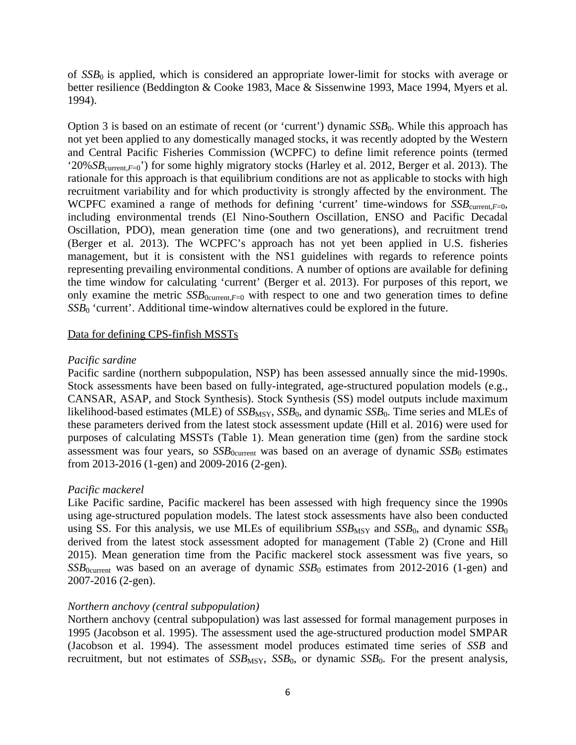of $SSB_0$ is applied, which is considered an appropriate lower-limit for stocks with average or better resilience (Beddington & Cooke 1983, Mace & Sissenwine 1993, Mace 1994, Myers et al. 1994).

Option 3 is based on an estimate of recent (or 'current') dynamic $SSB_0$. While this approach has not yet been applied to any domestically managed stocks, it was recently adopted by the Western and Central Pacific Fisheries Commission (WCPFC) to define limit reference points (termed '20%$SB_{\text{current},F=0}$') for some highly migratory stocks (Harley et al. 2012, Berger et al. 2013). The rationale for this approach is that equilibrium conditions are not as applicable to stocks with high recruitment variability and for which productivity is strongly affected by the environment. The WCPFC examined a range of methods for defining 'current' time-windows for $SSB_{\text{current},F=0}$, including environmental trends (El Nino-Southern Oscillation, ENSO and Pacific Decadal Oscillation, PDO), mean generation time (one and two generations), and recruitment trend (Berger et al. 2013). The WCPFC's approach has not yet been applied in U.S. fisheries management, but it is consistent with the NS1 guidelines with regards to reference points representing prevailing environmental conditions. A number of options are available for defining the time window for calculating 'current' (Berger et al. 2013). For purposes of this report, we only examine the metric $SSB_{0\text{current},F=0}$ with respect to one and two generation times to define $SSB_0$ 'current'. Additional time-window alternatives could be explored in the future.

Data for defining CPS-finfish MSSTs

*Pacific sardine*

Pacific sardine (northern subpopulation, NSP) has been assessed annually since the mid-1990s. Stock assessments have been based on fully-integrated, age-structured population models (e.g., CANSAR, ASAP, and Stock Synthesis). Stock Synthesis (SS) model outputs include maximum likelihood-based estimates (MLE) of $SSB_{\text{MSY}}$, $SSB_0$, and dynamic $SSB_0$. Time series and MLEs of these parameters derived from the latest stock assessment update (Hill et al. 2016) were used for purposes of calculating MSSTs (Table 1). Mean generation time (gen) from the sardine stock assessment was four years, so $SSB_{0\text{current}}$ was based on an average of dynamic $SSB_0$ estimates from 2013-2016 (1-gen) and 2009-2016 (2-gen).

*Pacific mackerel*

Like Pacific sardine, Pacific mackerel has been assessed with high frequency since the 1990s using age-structured population models. The latest stock assessments have also been conducted using SS. For this analysis, we use MLEs of equilibrium $SSB_{\text{MSY}}$ and $SSB_0$, and dynamic $SSB_0$ derived from the latest stock assessment adopted for management (Table 2) (Crone and Hill 2015). Mean generation time from the Pacific mackerel stock assessment was five years, so $SSB_{0\text{current}}$ was based on an average of dynamic $SSB_0$ estimates from 2012-2016 (1-gen) and 2007-2016 (2-gen).

*Northern anchovy (central subpopulation)*

Northern anchovy (central subpopulation) was last assessed for formal management purposes in 1995 (Jacobson et al. 1995). The assessment used the age-structured production model SMPAR (Jacobson et al. 1994). The assessment model produces estimated time series of $SSB$ and recruitment, but not estimates of $SSB_{\text{MSY}}$, $SSB_0$, or dynamic $SSB_0$. For the present analysis,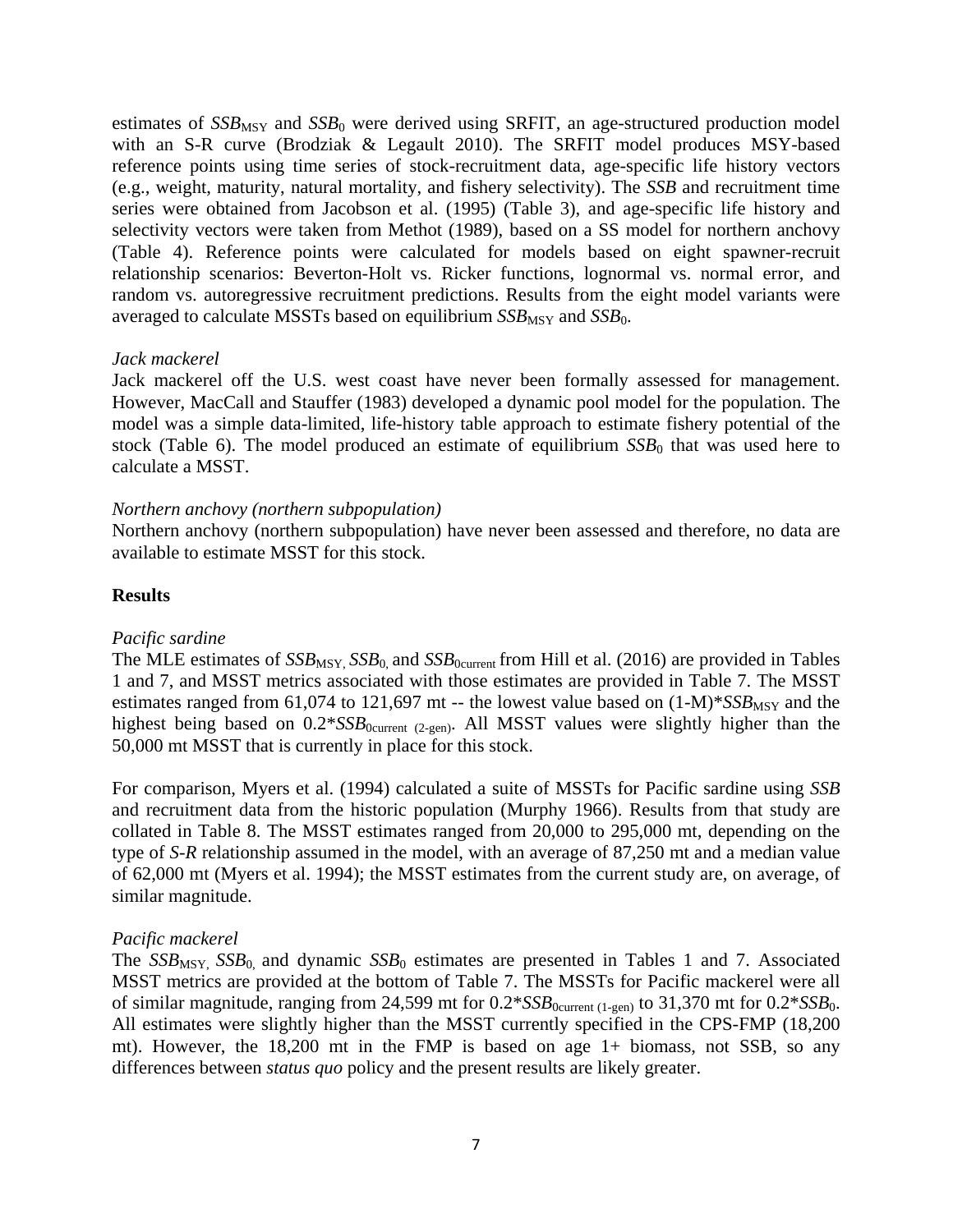estimates of $SSB_{MSY}$ and $SSB_0$ were derived using SRFIT, an age-structured production model with an S-R curve (Brodziak & Legault 2010). The SRFIT model produces MSY-based reference points using time series of stock-recruitment data, age-specific life history vectors (e.g., weight, maturity, natural mortality, and fishery selectivity). The *SSB* and recruitment time series were obtained from Jacobson et al. (1995) (Table 3), and age-specific life history and selectivity vectors were taken from Methot (1989), based on a SS model for northern anchovy (Table 4). Reference points were calculated for models based on eight spawner-recruit relationship scenarios: Beverton-Holt vs. Ricker functions, lognormal vs. normal error, and random vs. autoregressive recruitment predictions. Results from the eight model variants were averaged to calculate MSSTs based on equilibrium $SSB_{MSY}$ and $SSB_0$.

*Jack mackerel*

Jack mackerel off the U.S. west coast have never been formally assessed for management. However, MacCall and Stauffer (1983) developed a dynamic pool model for the population. The model was a simple data-limited, life-history table approach to estimate fishery potential of the stock (Table 6). The model produced an estimate of equilibrium $SSB_0$ that was used here to calculate a MSST.

*Northern anchovy (northern subpopulation)*

Northern anchovy (northern subpopulation) have never been assessed and therefore, no data are available to estimate MSST for this stock.

## Results

*Pacific sardine*

The MLE estimates of $SSB_{MSY}$, $SSB_0$, and $SSB_{0current}$ from Hill et al. (2016) are provided in Tables 1 and 7, and MSST metrics associated with those estimates are provided in Table 7. The MSST estimates ranged from 61,074 to 121,697 mt -- the lowest value based on (1-M)*$SSB_{MSY}$ and the highest being based on 0.2*$SSB_{0current\ (2\text{-}gen)}$. All MSST values were slightly higher than the 50,000 mt MSST that is currently in place for this stock.

For comparison, Myers et al. (1994) calculated a suite of MSSTs for Pacific sardine using *SSB* and recruitment data from the historic population (Murphy 1966). Results from that study are collated in Table 8. The MSST estimates ranged from 20,000 to 295,000 mt, depending on the type of *S-R* relationship assumed in the model, with an average of 87,250 mt and a median value of 62,000 mt (Myers et al. 1994); the MSST estimates from the current study are, on average, of similar magnitude.

*Pacific mackerel*

The $SSB_{MSY}$, $SSB_0$, and dynamic $SSB_0$ estimates are presented in Tables 1 and 7. Associated MSST metrics are provided at the bottom of Table 7. The MSSTs for Pacific mackerel were all of similar magnitude, ranging from 24,599 mt for 0.2*$SSB_{0current\ (1\text{-}gen)}$ to 31,370 mt for 0.2*$SSB_0$. All estimates were slightly higher than the MSST currently specified in the CPS-FMP (18,200 mt). However, the 18,200 mt in the FMP is based on age 1+ biomass, not SSB, so any differences between *status quo* policy and the present results are likely greater.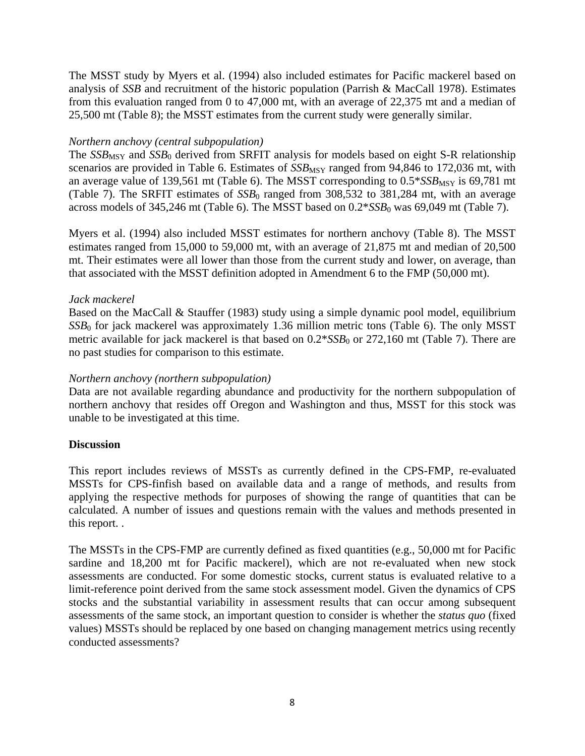The MSST study by Myers et al. (1994) also included estimates for Pacific mackerel based on analysis of *SSB* and recruitment of the historic population (Parrish & MacCall 1978). Estimates from this evaluation ranged from 0 to 47,000 mt, with an average of 22,375 mt and a median of 25,500 mt (Table 8); the MSST estimates from the current study were generally similar.

*Northern anchovy (central subpopulation)*

The $SSB_{MSY}$ and $SSB_0$ derived from SRFIT analysis for models based on eight S-R relationship scenarios are provided in Table 6. Estimates of $SSB_{MSY}$ ranged from 94,846 to 172,036 mt, with an average value of 139,561 mt (Table 6). The MSST corresponding to $0.5*SSB_{MSY}$ is 69,781 mt (Table 7). The SRFIT estimates of $SSB_0$ ranged from 308,532 to 381,284 mt, with an average across models of 345,246 mt (Table 6). The MSST based on $0.2*SSB_0$ was 69,049 mt (Table 7).

Myers et al. (1994) also included MSST estimates for northern anchovy (Table 8). The MSST estimates ranged from 15,000 to 59,000 mt, with an average of 21,875 mt and median of 20,500 mt. Their estimates were all lower than those from the current study and lower, on average, than that associated with the MSST definition adopted in Amendment 6 to the FMP (50,000 mt).

*Jack mackerel*

Based on the MacCall & Stauffer (1983) study using a simple dynamic pool model, equilibrium $SSB_0$ for jack mackerel was approximately 1.36 million metric tons (Table 6). The only MSST metric available for jack mackerel is that based on $0.2*SSB_0$ or 272,160 mt (Table 7). There are no past studies for comparison to this estimate.

*Northern anchovy (northern subpopulation)*

Data are not available regarding abundance and productivity for the northern subpopulation of northern anchovy that resides off Oregon and Washington and thus, MSST for this stock was unable to be investigated at this time.

**Discussion**

This report includes reviews of MSSTs as currently defined in the CPS-FMP, re-evaluated MSSTs for CPS-finfish based on available data and a range of methods, and results from applying the respective methods for purposes of showing the range of quantities that can be calculated. A number of issues and questions remain with the values and methods presented in this report. .

The MSSTs in the CPS-FMP are currently defined as fixed quantities (e.g., 50,000 mt for Pacific sardine and 18,200 mt for Pacific mackerel), which are not re-evaluated when new stock assessments are conducted. For some domestic stocks, current status is evaluated relative to a limit-reference point derived from the same stock assessment model. Given the dynamics of CPS stocks and the substantial variability in assessment results that can occur among subsequent assessments of the same stock, an important question to consider is whether the *status quo* (fixed values) MSSTs should be replaced by one based on changing management metrics using recently conducted assessments?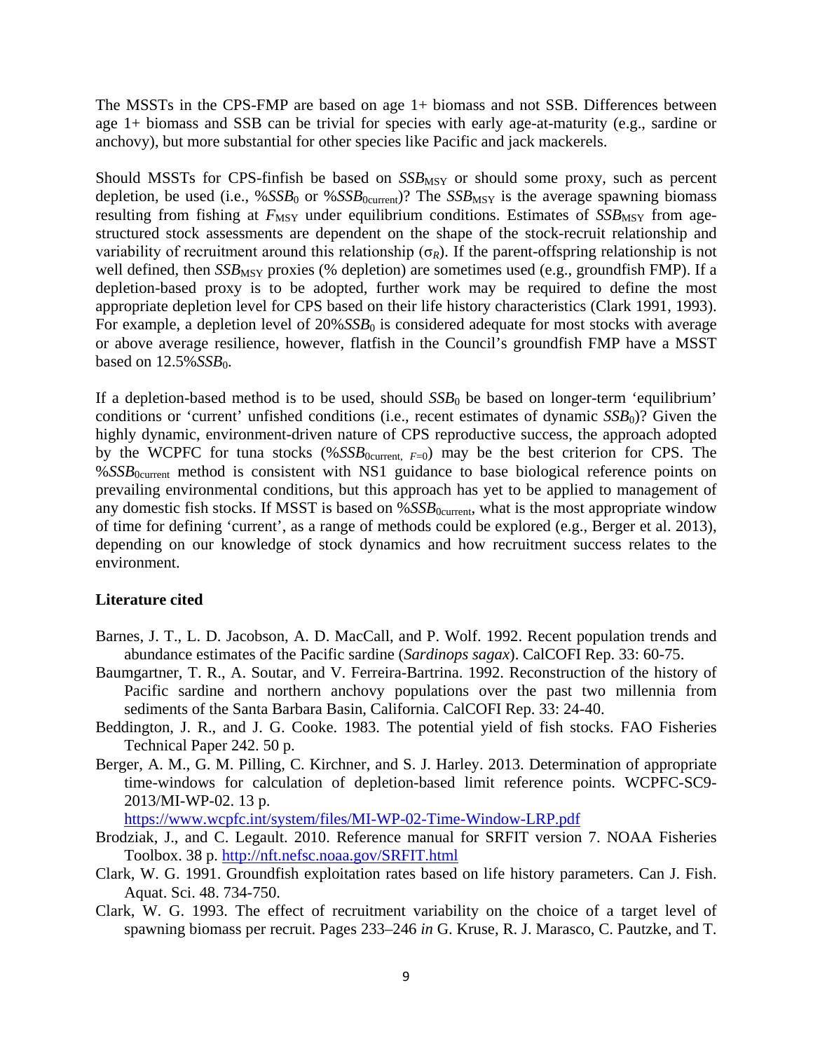The MSSTs in the CPS-FMP are based on age 1+ biomass and not SSB. Differences between age 1+ biomass and SSB can be trivial for species with early age-at-maturity (e.g., sardine or anchovy), but more substantial for other species like Pacific and jack mackerels.

Should MSSTs for CPS-finfish be based on $SSB_{MSY}$ or should some proxy, such as percent depletion, be used (i.e., $\%SSB_0$ or $\%SSB_{0current}$)? The $SSB_{MSY}$ is the average spawning biomass resulting from fishing at $F_{MSY}$ under equilibrium conditions. Estimates of $SSB_{MSY}$ from age-structured stock assessments are dependent on the shape of the stock-recruit relationship and variability of recruitment around this relationship ($\sigma_R$). If the parent-offspring relationship is not well defined, then $SSB_{MSY}$ proxies (% depletion) are sometimes used (e.g., groundfish FMP). If a depletion-based proxy is to be adopted, further work may be required to define the most appropriate depletion level for CPS based on their life history characteristics (Clark 1991, 1993). For example, a depletion level of $20\%SSB_0$ is considered adequate for most stocks with average or above average resilience, however, flatfish in the Council's groundfish FMP have a MSST based on $12.5\%SSB_0$.

If a depletion-based method is to be used, should $SSB_0$ be based on longer-term 'equilibrium' conditions or 'current' unfished conditions (i.e., recent estimates of dynamic $SSB_0$)? Given the highly dynamic, environment-driven nature of CPS reproductive success, the approach adopted by the WCPFC for tuna stocks ($\%SSB_{0current,\ F=0}$) may be the best criterion for CPS. The $\%SSB_{0current}$ method is consistent with NS1 guidance to base biological reference points on prevailing environmental conditions, but this approach has yet to be applied to management of any domestic fish stocks. If MSST is based on $\%SSB_{0current}$, what is the most appropriate window of time for defining 'current', as a range of methods could be explored (e.g., Berger et al. 2013), depending on our knowledge of stock dynamics and how recruitment success relates to the environment.

**Literature cited**

Barnes, J. T., L. D. Jacobson, A. D. MacCall, and P. Wolf. 1992. Recent population trends and abundance estimates of the Pacific sardine (*Sardinops sagax*). CalCOFI Rep. 33: 60-75.

Baumgartner, T. R., A. Soutar, and V. Ferreira-Bartrina. 1992. Reconstruction of the history of Pacific sardine and northern anchovy populations over the past two millennia from sediments of the Santa Barbara Basin, California. CalCOFI Rep. 33: 24-40.

Beddington, J. R., and J. G. Cooke. 1983. The potential yield of fish stocks. FAO Fisheries Technical Paper 242. 50 p.

Berger, A. M., G. M. Pilling, C. Kirchner, and S. J. Harley. 2013. Determination of appropriate time-windows for calculation of depletion-based limit reference points. WCPFC-SC9-2013/MI-WP-02. 13 p. https://www.wcpfc.int/system/files/MI-WP-02-Time-Window-LRP.pdf

Brodziak, J., and C. Legault. 2010. Reference manual for SRFIT version 7. NOAA Fisheries Toolbox. 38 p. http://nft.nefsc.noaa.gov/SRFIT.html

Clark, W. G. 1991. Groundfish exploitation rates based on life history parameters. Can J. Fish. Aquat. Sci. 48. 734-750.

Clark, W. G. 1993. The effect of recruitment variability on the choice of a target level of spawning biomass per recruit. Pages 233–246 *in* G. Kruse, R. J. Marasco, C. Pautzke, and T.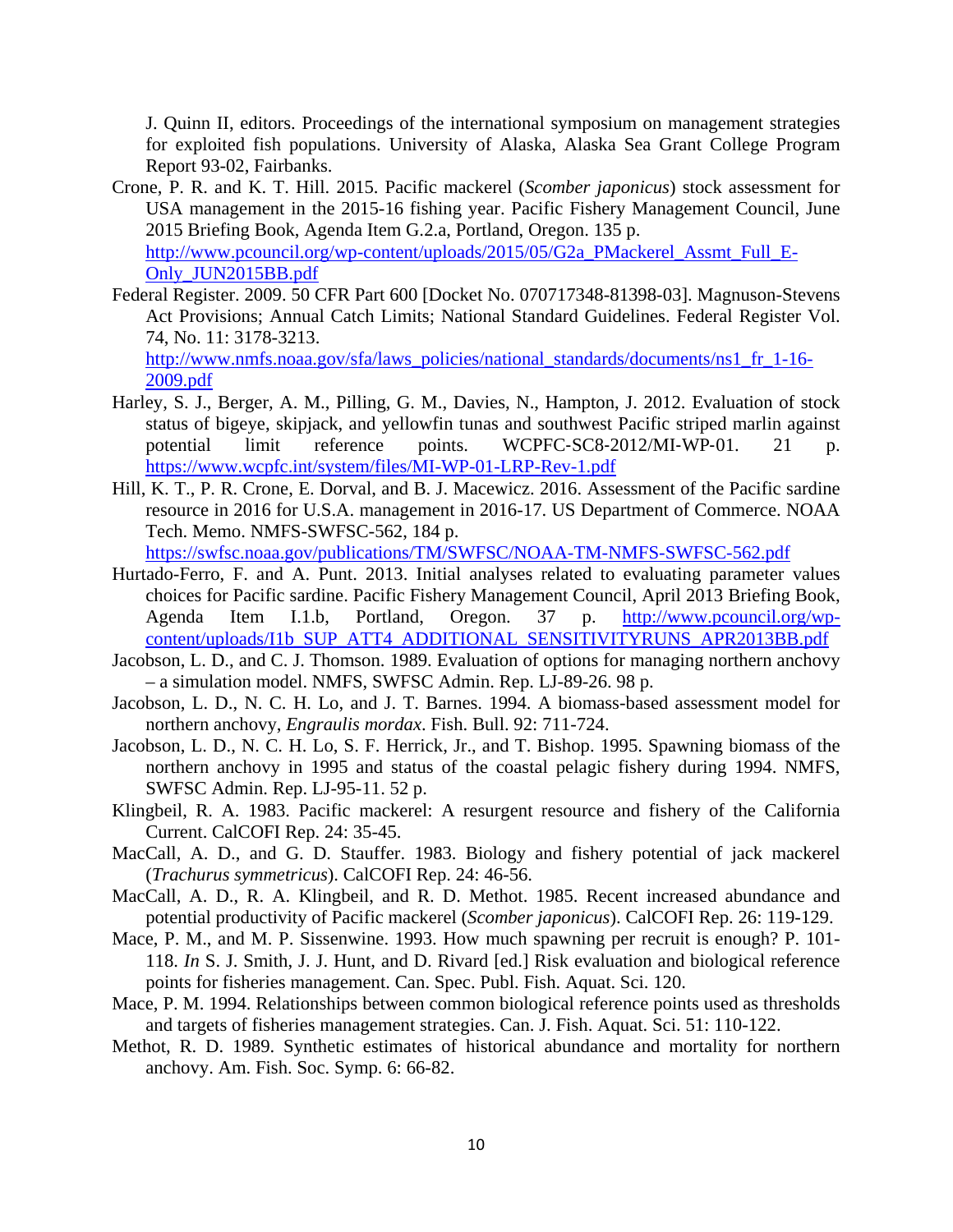J. Quinn II, editors. Proceedings of the international symposium on management strategies for exploited fish populations. University of Alaska, Alaska Sea Grant College Program Report 93-02, Fairbanks.

Crone, P. R. and K. T. Hill. 2015. Pacific mackerel (*Scomber japonicus*) stock assessment for USA management in the 2015-16 fishing year. Pacific Fishery Management Council, June 2015 Briefing Book, Agenda Item G.2.a, Portland, Oregon. 135 p. http://www.pcouncil.org/wp-content/uploads/2015/05/G2a_PMackerel_Assmt_Full_E-Only_JUN2015BB.pdf

Federal Register. 2009. 50 CFR Part 600 [Docket No. 070717348-81398-03]. Magnuson-Stevens Act Provisions; Annual Catch Limits; National Standard Guidelines. Federal Register Vol. 74, No. 11: 3178-3213. http://www.nmfs.noaa.gov/sfa/laws_policies/national_standards/documents/ns1_fr_1-16-2009.pdf

Harley, S. J., Berger, A. M., Pilling, G. M., Davies, N., Hampton, J. 2012. Evaluation of stock status of bigeye, skipjack, and yellowfin tunas and southwest Pacific striped marlin against potential limit reference points. WCPFC-SC8-2012/MI-WP-01. 21 p. https://www.wcpfc.int/system/files/MI-WP-01-LRP-Rev-1.pdf

Hill, K. T., P. R. Crone, E. Dorval, and B. J. Macewicz. 2016. Assessment of the Pacific sardine resource in 2016 for U.S.A. management in 2016-17. US Department of Commerce. NOAA Tech. Memo. NMFS-SWFSC-562, 184 p. https://swfsc.noaa.gov/publications/TM/SWFSC/NOAA-TM-NMFS-SWFSC-562.pdf

Hurtado-Ferro, F. and A. Punt. 2013. Initial analyses related to evaluating parameter values choices for Pacific sardine. Pacific Fishery Management Council, April 2013 Briefing Book, Agenda Item I.1.b, Portland, Oregon. 37 p. http://www.pcouncil.org/wp-content/uploads/I1b_SUP_ATT4_ADDITIONAL_SENSITIVITYRUNS_APR2013BB.pdf

Jacobson, L. D., and C. J. Thomson. 1989. Evaluation of options for managing northern anchovy – a simulation model. NMFS, SWFSC Admin. Rep. LJ-89-26. 98 p.

Jacobson, L. D., N. C. H. Lo, and J. T. Barnes. 1994. A biomass-based assessment model for northern anchovy, *Engraulis mordax*. Fish. Bull. 92: 711-724.

Jacobson, L. D., N. C. H. Lo, S. F. Herrick, Jr., and T. Bishop. 1995. Spawning biomass of the northern anchovy in 1995 and status of the coastal pelagic fishery during 1994. NMFS, SWFSC Admin. Rep. LJ-95-11. 52 p.

Klingbeil, R. A. 1983. Pacific mackerel: A resurgent resource and fishery of the California Current. CalCOFI Rep. 24: 35-45.

MacCall, A. D., and G. D. Stauffer. 1983. Biology and fishery potential of jack mackerel (*Trachurus symmetricus*). CalCOFI Rep. 24: 46-56.

MacCall, A. D., R. A. Klingbeil, and R. D. Methot. 1985. Recent increased abundance and potential productivity of Pacific mackerel (*Scomber japonicus*). CalCOFI Rep. 26: 119-129.

Mace, P. M., and M. P. Sissenwine. 1993. How much spawning per recruit is enough? P. 101-118. *In* S. J. Smith, J. J. Hunt, and D. Rivard [ed.] Risk evaluation and biological reference points for fisheries management. Can. Spec. Publ. Fish. Aquat. Sci. 120.

Mace, P. M. 1994. Relationships between common biological reference points used as thresholds and targets of fisheries management strategies. Can. J. Fish. Aquat. Sci. 51: 110-122.

Methot, R. D. 1989. Synthetic estimates of historical abundance and mortality for northern anchovy. Am. Fish. Soc. Symp. 6: 66-82.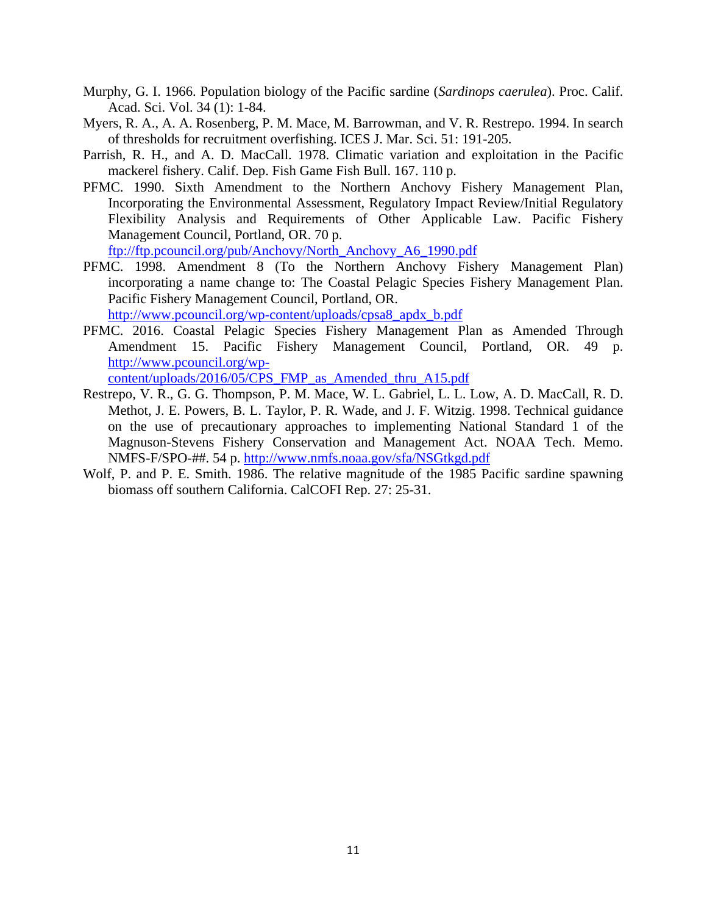Murphy, G. I. 1966. Population biology of the Pacific sardine (*Sardinops caerulea*). Proc. Calif. Acad. Sci. Vol. 34 (1): 1-84.

Myers, R. A., A. A. Rosenberg, P. M. Mace, M. Barrowman, and V. R. Restrepo. 1994. In search of thresholds for recruitment overfishing. ICES J. Mar. Sci. 51: 191-205.

Parrish, R. H., and A. D. MacCall. 1978. Climatic variation and exploitation in the Pacific mackerel fishery. Calif. Dep. Fish Game Fish Bull. 167. 110 p.

PFMC. 1990. Sixth Amendment to the Northern Anchovy Fishery Management Plan, Incorporating the Environmental Assessment, Regulatory Impact Review/Initial Regulatory Flexibility Analysis and Requirements of Other Applicable Law. Pacific Fishery Management Council, Portland, OR. 70 p. ftp://ftp.pcouncil.org/pub/Anchovy/North_Anchovy_A6_1990.pdf

PFMC. 1998. Amendment 8 (To the Northern Anchovy Fishery Management Plan) incorporating a name change to: The Coastal Pelagic Species Fishery Management Plan. Pacific Fishery Management Council, Portland, OR. http://www.pcouncil.org/wp-content/uploads/cpsa8_apdx_b.pdf

PFMC. 2016. Coastal Pelagic Species Fishery Management Plan as Amended Through Amendment 15. Pacific Fishery Management Council, Portland, OR. 49 p. http://www.pcouncil.org/wp-content/uploads/2016/05/CPS_FMP_as_Amended_thru_A15.pdf

Restrepo, V. R., G. G. Thompson, P. M. Mace, W. L. Gabriel, L. L. Low, A. D. MacCall, R. D. Methot, J. E. Powers, B. L. Taylor, P. R. Wade, and J. F. Witzig. 1998. Technical guidance on the use of precautionary approaches to implementing National Standard 1 of the Magnuson-Stevens Fishery Conservation and Management Act. NOAA Tech. Memo. NMFS-F/SPO-##. 54 p. http://www.nmfs.noaa.gov/sfa/NSGtkgd.pdf

Wolf, P. and P. E. Smith. 1986. The relative magnitude of the 1985 Pacific sardine spawning biomass off southern California. CalCOFI Rep. 27: 25-31.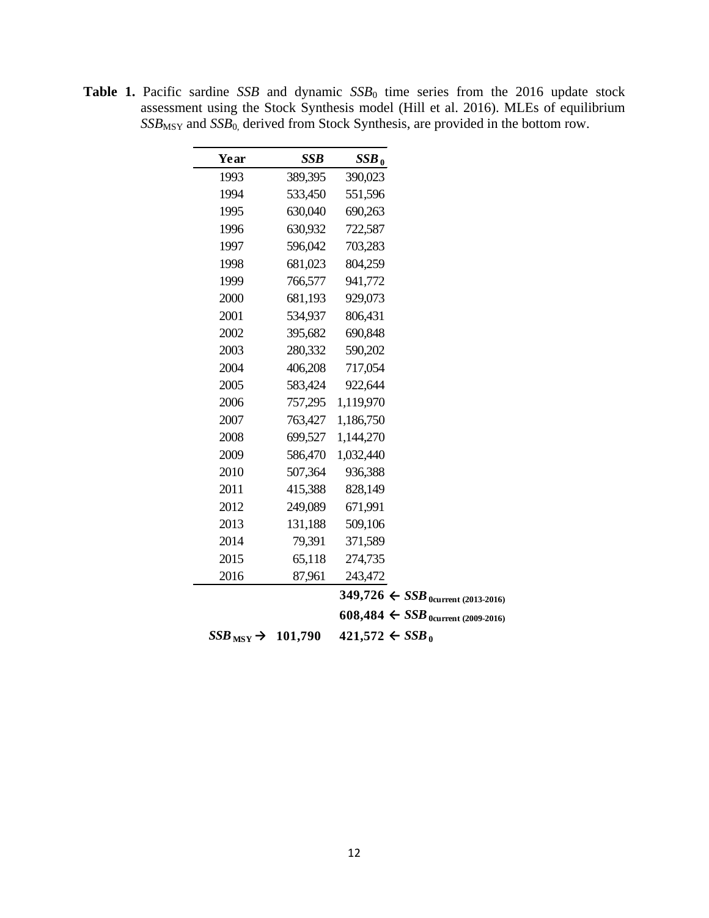**Table 1.** Pacific sardine *SSB* and dynamic $SSB_0$ time series from the 2016 update stock assessment using the Stock Synthesis model (Hill et al. 2016). MLEs of equilibrium $SSB_{MSY}$ and $SSB_0$, derived from Stock Synthesis, are provided in the bottom row.

| Year | *SSB* | $SSB_0$ | |
|---|---|---|---|
| 1993 | 389,395 | 390,023 | |
| 1994 | 533,450 | 551,596 | |
| 1995 | 630,040 | 690,263 | |
| 1996 | 630,932 | 722,587 | |
| 1997 | 596,042 | 703,283 | |
| 1998 | 681,023 | 804,259 | |
| 1999 | 766,577 | 941,772 | |
| 2000 | 681,193 | 929,073 | |
| 2001 | 534,937 | 806,431 | |
| 2002 | 395,682 | 690,848 | |
| 2003 | 280,332 | 590,202 | |
| 2004 | 406,208 | 717,054 | |
| 2005 | 583,424 | 922,644 | |
| 2006 | 757,295 | 1,119,970 | |
| 2007 | 763,427 | 1,186,750 | |
| 2008 | 699,527 | 1,144,270 | |
| 2009 | 586,470 | 1,032,440 | |
| 2010 | 507,364 | 936,388 | |
| 2011 | 415,388 | 828,149 | |
| 2012 | 249,089 | 671,991 | |
| 2013 | 131,188 | 509,106 | |
| 2014 | 79,391 | 371,589 | |
| 2015 | 65,118 | 274,735 | |
| 2016 | 87,961 | 243,472 | |
| | | **349,726** | ← $SSB_{0current\ (2013\text{-}2016)}$ |
| | | **608,484** | ← $SSB_{0current\ (2009\text{-}2016)}$ |
| $SSB_{MSY}$ → | **101,790** | **421,572** | ← $SSB_0$ |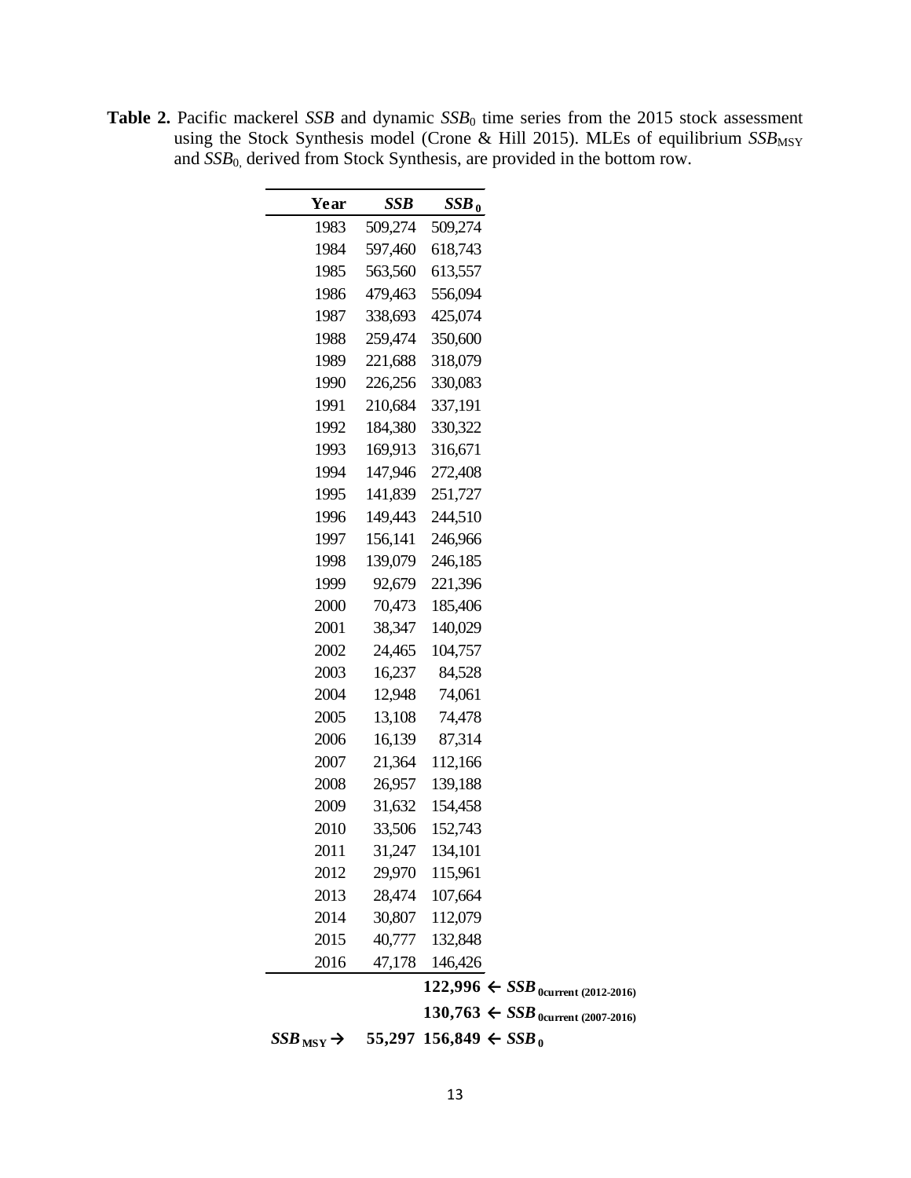**Table 2.** Pacific mackerel *SSB* and dynamic $SSB_0$ time series from the 2015 stock assessment using the Stock Synthesis model (Crone & Hill 2015). MLEs of equilibrium $SSB_{MSY}$ and $SSB_0$, derived from Stock Synthesis, are provided in the bottom row.

| Year | *SSB* | $SSB_0$ | |
|---|---|---|---|
| 1983 | 509,274 | 509,274 | |
| 1984 | 597,460 | 618,743 | |
| 1985 | 563,560 | 613,557 | |
| 1986 | 479,463 | 556,094 | |
| 1987 | 338,693 | 425,074 | |
| 1988 | 259,474 | 350,600 | |
| 1989 | 221,688 | 318,079 | |
| 1990 | 226,256 | 330,083 | |
| 1991 | 210,684 | 337,191 | |
| 1992 | 184,380 | 330,322 | |
| 1993 | 169,913 | 316,671 | |
| 1994 | 147,946 | 272,408 | |
| 1995 | 141,839 | 251,727 | |
| 1996 | 149,443 | 244,510 | |
| 1997 | 156,141 | 246,966 | |
| 1998 | 139,079 | 246,185 | |
| 1999 | 92,679 | 221,396 | |
| 2000 | 70,473 | 185,406 | |
| 2001 | 38,347 | 140,029 | |
| 2002 | 24,465 | 104,757 | |
| 2003 | 16,237 | 84,528 | |
| 2004 | 12,948 | 74,061 | |
| 2005 | 13,108 | 74,478 | |
| 2006 | 16,139 | 87,314 | |
| 2007 | 21,364 | 112,166 | |
| 2008 | 26,957 | 139,188 | |
| 2009 | 31,632 | 154,458 | |
| 2010 | 33,506 | 152,743 | |
| 2011 | 31,247 | 134,101 | |
| 2012 | 29,970 | 115,961 | |
| 2013 | 28,474 | 107,664 | |
| 2014 | 30,807 | 112,079 | |
| 2015 | 40,777 | 132,848 | |
| 2016 | 47,178 | 146,426 | |
| | | **122,996** | **← $SSB_{0current\ (2012\text{-}2016)}$** |
| | | **130,763** | **← $SSB_{0current\ (2007\text{-}2016)}$** |
| **$SSB_{MSY}$ →** | **55,297** | **156,849** | **← $SSB_0$** |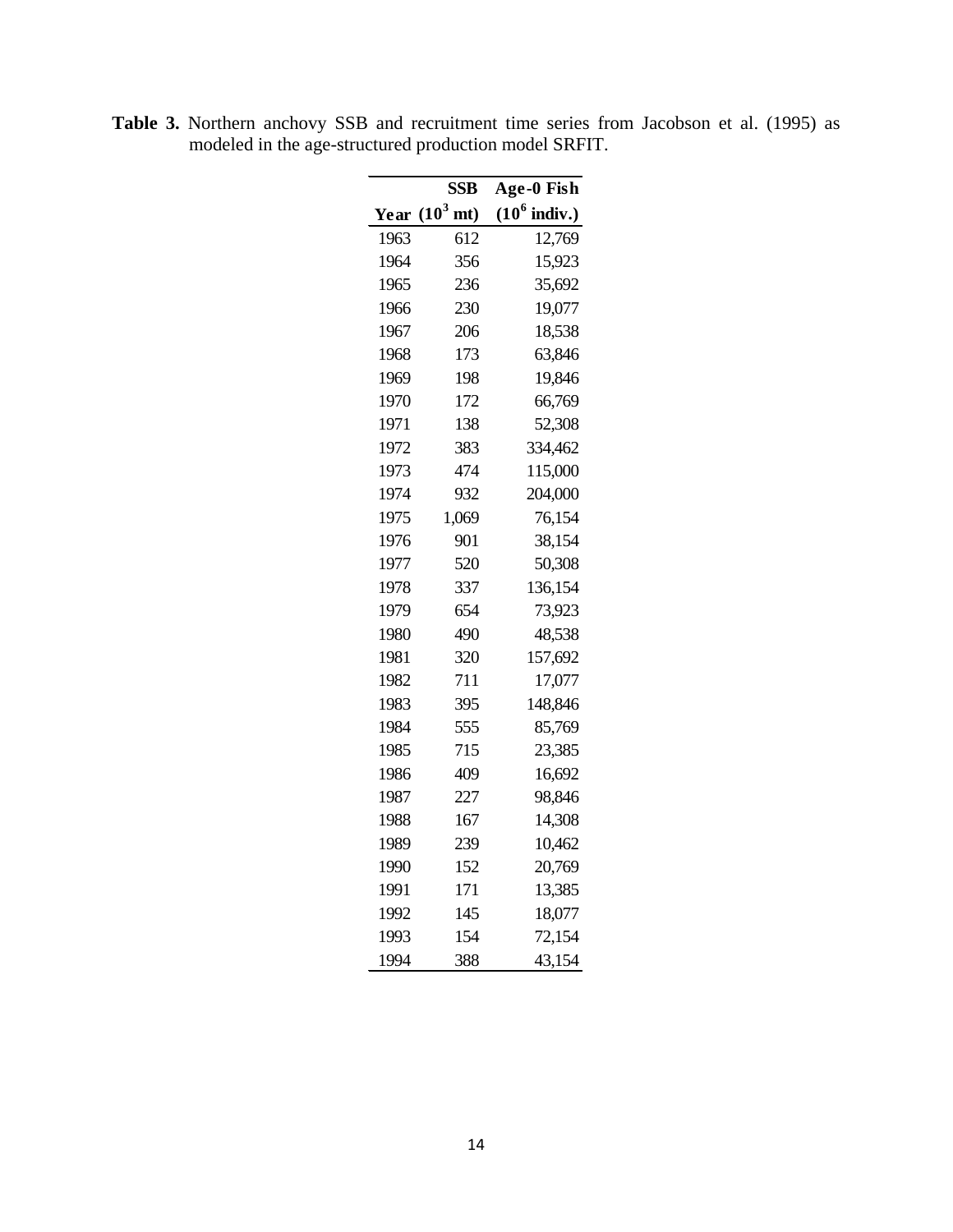**Table 3.** Northern anchovy SSB and recruitment time series from Jacobson et al. (1995) as modeled in the age-structured production model SRFIT.

| Year | SSB ($10^3$ mt) | Age-0 Fish ($10^6$ indiv.) |
|---|---|---|
| 1963 | 612 | 12,769 |
| 1964 | 356 | 15,923 |
| 1965 | 236 | 35,692 |
| 1966 | 230 | 19,077 |
| 1967 | 206 | 18,538 |
| 1968 | 173 | 63,846 |
| 1969 | 198 | 19,846 |
| 1970 | 172 | 66,769 |
| 1971 | 138 | 52,308 |
| 1972 | 383 | 334,462 |
| 1973 | 474 | 115,000 |
| 1974 | 932 | 204,000 |
| 1975 | 1,069 | 76,154 |
| 1976 | 901 | 38,154 |
| 1977 | 520 | 50,308 |
| 1978 | 337 | 136,154 |
| 1979 | 654 | 73,923 |
| 1980 | 490 | 48,538 |
| 1981 | 320 | 157,692 |
| 1982 | 711 | 17,077 |
| 1983 | 395 | 148,846 |
| 1984 | 555 | 85,769 |
| 1985 | 715 | 23,385 |
| 1986 | 409 | 16,692 |
| 1987 | 227 | 98,846 |
| 1988 | 167 | 14,308 |
| 1989 | 239 | 10,462 |
| 1990 | 152 | 20,769 |
| 1991 | 171 | 13,385 |
| 1992 | 145 | 18,077 |
| 1993 | 154 | 72,154 |
| 1994 | 388 | 43,154 |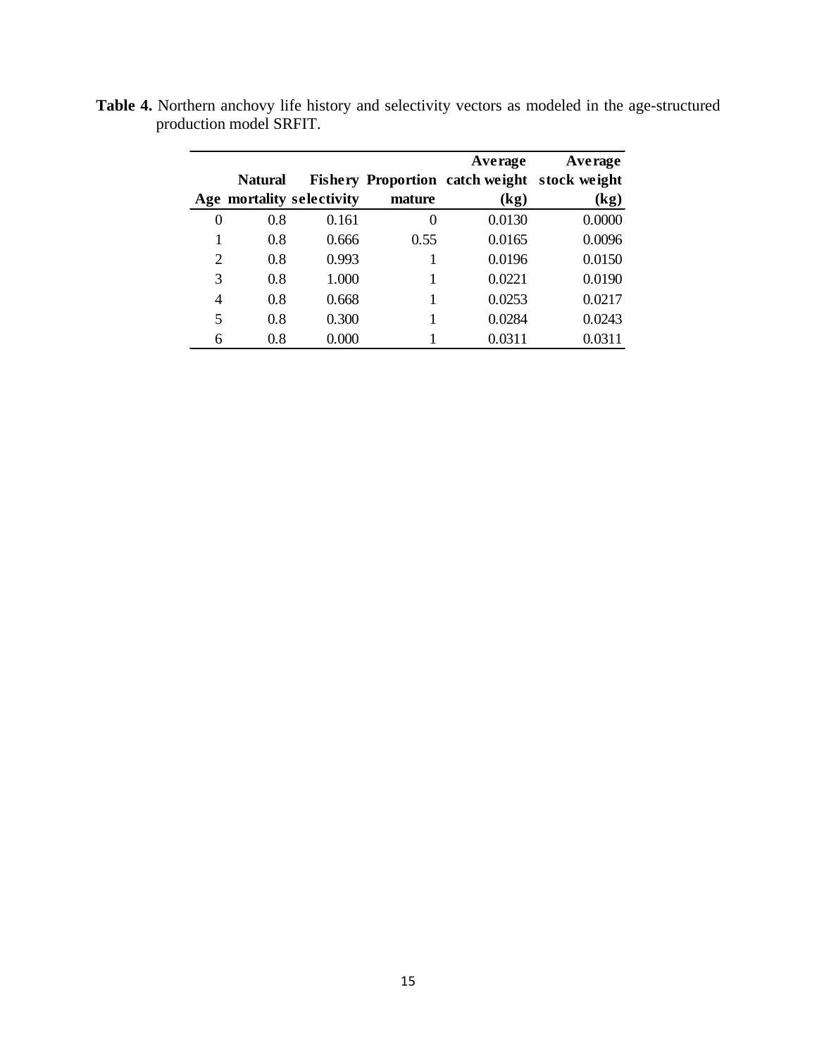**Table 4.** Northern anchovy life history and selectivity vectors as modeled in the age-structured production model SRFIT.

| Age | Natural mortality | Fishery selectivity | Proportion mature | Average catch weight (kg) | Average stock weight (kg) |
|---|---|---|---|---|---|
| 0 | 0.8 | 0.161 | 0 | 0.0130 | 0.0000 |
| 1 | 0.8 | 0.666 | 0.55 | 0.0165 | 0.0096 |
| 2 | 0.8 | 0.993 | 1 | 0.0196 | 0.0150 |
| 3 | 0.8 | 1.000 | 1 | 0.0221 | 0.0190 |
| 4 | 0.8 | 0.668 | 1 | 0.0253 | 0.0217 |
| 5 | 0.8 | 0.300 | 1 | 0.0284 | 0.0243 |
| 6 | 0.8 | 0.000 | 1 | 0.0311 | 0.0311 |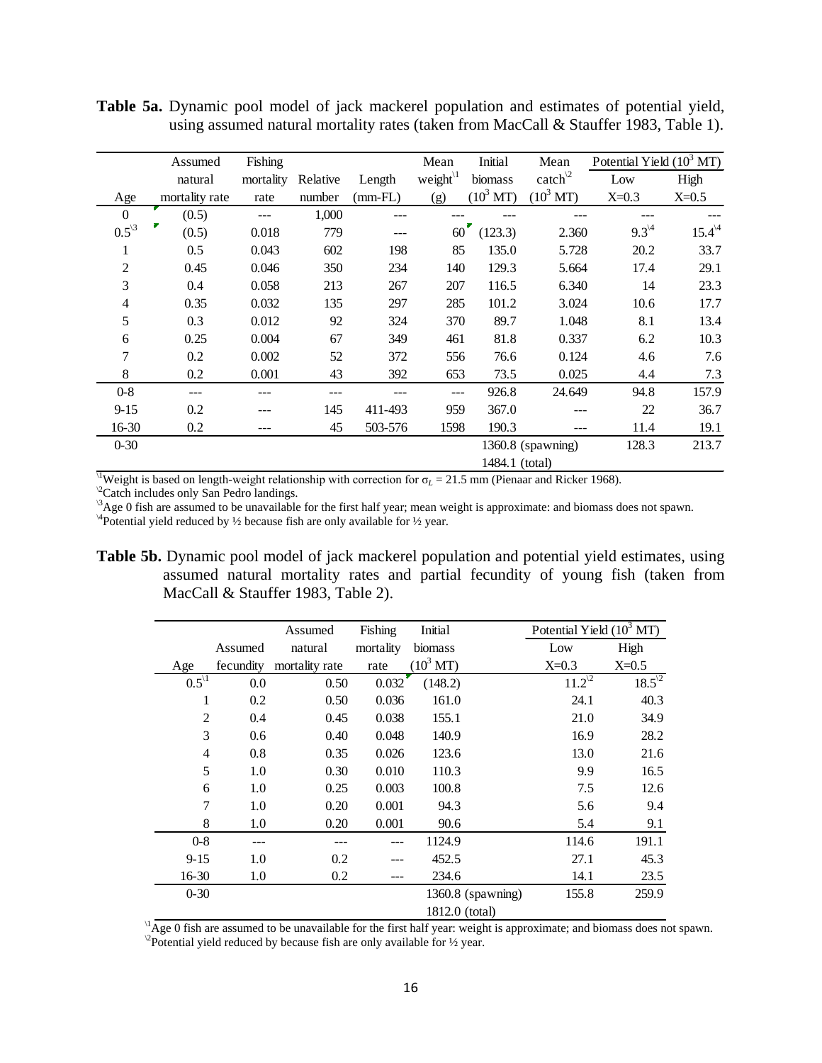**Table 5a.** Dynamic pool model of jack mackerel population and estimates of potential yield, using assumed natural mortality rates (taken from MacCall & Stauffer 1983, Table 1).

| Age | Assumed natural mortality rate | Fishing mortality rate | Relative number | Length (mm-FL) | Mean weight[1] (g) | Initial biomass ($10^3$ MT) | Mean catch[2] ($10^3$ MT) | Potential Yield ($10^3$ MT) Low X=0.3 | High X=0.5 |
|---|---|---|---|---|---|---|---|---|---|
| 0 | (0.5) | --- | 1,000 | --- | --- | --- | --- | --- | --- |
| 0.5[3] | (0.5) | 0.018 | 779 | --- | 60 | (123.3) | 2.360 | 9.3[4] | 15.4[4] |
| 1 | 0.5 | 0.043 | 602 | 198 | 85 | 135.0 | 5.728 | 20.2 | 33.7 |
| 2 | 0.45 | 0.046 | 350 | 234 | 140 | 129.3 | 5.664 | 17.4 | 29.1 |
| 3 | 0.4 | 0.058 | 213 | 267 | 207 | 116.5 | 6.340 | 14 | 23.3 |
| 4 | 0.35 | 0.032 | 135 | 297 | 285 | 101.2 | 3.024 | 10.6 | 17.7 |
| 5 | 0.3 | 0.012 | 92 | 324 | 370 | 89.7 | 1.048 | 8.1 | 13.4 |
| 6 | 0.25 | 0.004 | 67 | 349 | 461 | 81.8 | 0.337 | 6.2 | 10.3 |
| 7 | 0.2 | 0.002 | 52 | 372 | 556 | 76.6 | 0.124 | 4.6 | 7.6 |
| 8 | 0.2 | 0.001 | 43 | 392 | 653 | 73.5 | 0.025 | 4.4 | 7.3 |
| 0-8 | --- | --- | --- | --- | --- | 926.8 | 24.649 | 94.8 | 157.9 |
| 9-15 | 0.2 | --- | 145 | 411-493 | 959 | 367.0 | --- | 22 | 36.7 |
| 16-30 | 0.2 | --- | 45 | 503-576 | 1598 | 190.3 | --- | 11.4 | 19.1 |
| 0-30 | | | | | | 1360.8 (spawning) 1484.1 (total) | | 128.3 | 213.7 |

[1]Weight is based on length-weight relationship with correction for $\sigma_L$ = 21.5 mm (Pienaar and Ricker 1968).
[2]Catch includes only San Pedro landings.
[3]Age 0 fish are assumed to be unavailable for the first half year; mean weight is approximate: and biomass does not spawn.
[4]Potential yield reduced by ½ because fish are only available for ½ year.

**Table 5b.** Dynamic pool model of jack mackerel population and potential yield estimates, using assumed natural mortality rates and partial fecundity of young fish (taken from MacCall & Stauffer 1983, Table 2).

| Age | Assumed fecundity | Assumed natural mortality rate | Fishing mortality rate | Initial biomass ($10^3$ MT) | Potential Yield ($10^3$ MT) Low X=0.3 | High X=0.5 |
|---|---|---|---|---|---|---|
| 0.5[1] | 0.0 | 0.50 | 0.032 | (148.2) | 11.2[2] | 18.5[2] |
| 1 | 0.2 | 0.50 | 0.036 | 161.0 | 24.1 | 40.3 |
| 2 | 0.4 | 0.45 | 0.038 | 155.1 | 21.0 | 34.9 |
| 3 | 0.6 | 0.40 | 0.048 | 140.9 | 16.9 | 28.2 |
| 4 | 0.8 | 0.35 | 0.026 | 123.6 | 13.0 | 21.6 |
| 5 | 1.0 | 0.30 | 0.010 | 110.3 | 9.9 | 16.5 |
| 6 | 1.0 | 0.25 | 0.003 | 100.8 | 7.5 | 12.6 |
| 7 | 1.0 | 0.20 | 0.001 | 94.3 | 5.6 | 9.4 |
| 8 | 1.0 | 0.20 | 0.001 | 90.6 | 5.4 | 9.1 |
| 0-8 | --- | --- | --- | 1124.9 | 114.6 | 191.1 |
| 9-15 | 1.0 | 0.2 | --- | 452.5 | 27.1 | 45.3 |
| 16-30 | 1.0 | 0.2 | --- | 234.6 | 14.1 | 23.5 |
| 0-30 | | | | 1360.8 (spawning) 1812.0 (total) | 155.8 | 259.9 |

[1]Age 0 fish are assumed to be unavailable for the first half year: weight is approximate; and biomass does not spawn.
[2]Potential yield reduced by because fish are only available for ½ year.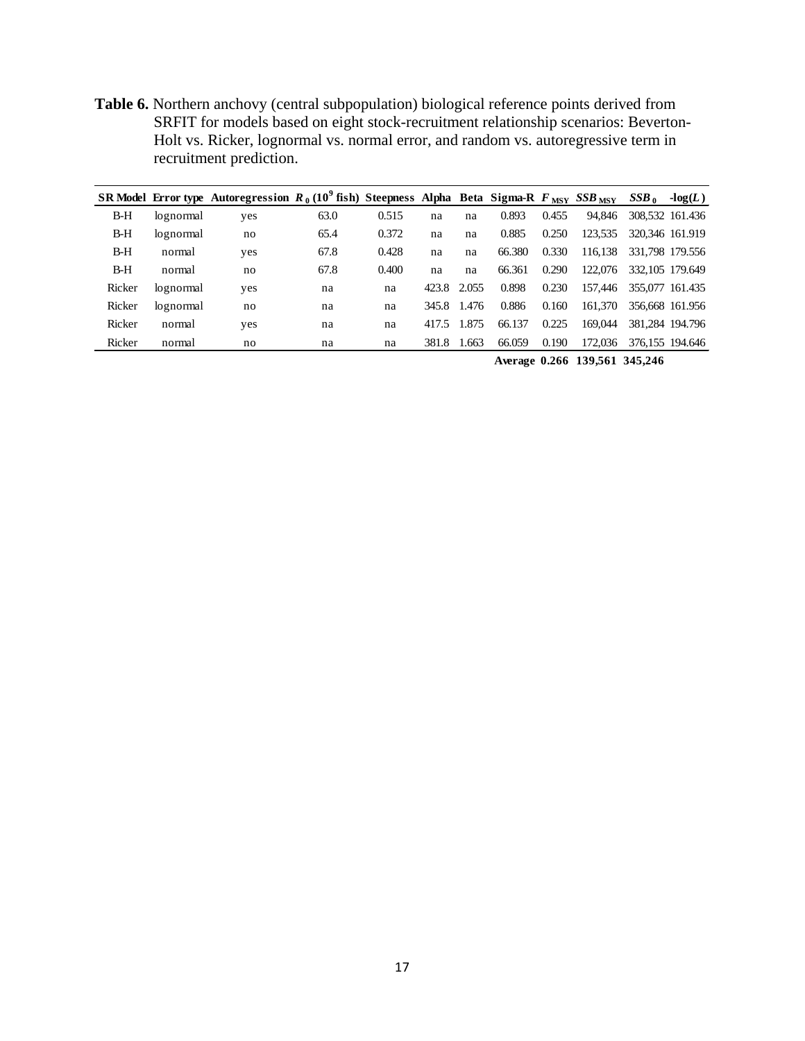**Table 6.** Northern anchovy (central subpopulation) biological reference points derived from SRFIT for models based on eight stock-recruitment relationship scenarios: Beverton-Holt vs. Ricker, lognormal vs. normal error, and random vs. autoregressive term in recruitment prediction.

| SR Model | Error type | Autoregression | $R_0$ ($10^9$ fish) | Steepness | Alpha | Beta | Sigma-R | $F_{MSY}$ | $SSB_{MSY}$ | $SSB_0$ | -log($L$) |
|---|---|---|---|---|---|---|---|---|---|---|---|
| B-H | lognormal | yes | 63.0 | 0.515 | na | na | 0.893 | 0.455 | 94,846 | 308,532 | 161.436 |
| B-H | lognormal | no | 65.4 | 0.372 | na | na | 0.885 | 0.250 | 123,535 | 320,346 | 161.919 |
| B-H | normal | yes | 67.8 | 0.428 | na | na | 66.380 | 0.330 | 116,138 | 331,798 | 179.556 |
| B-H | normal | no | 67.8 | 0.400 | na | na | 66.361 | 0.290 | 122,076 | 332,105 | 179.649 |
| Ricker | lognormal | yes | na | na | 423.8 | 2.055 | 0.898 | 0.230 | 157,446 | 355,077 | 161.435 |
| Ricker | lognormal | no | na | na | 345.8 | 1.476 | 0.886 | 0.160 | 161,370 | 356,668 | 161.956 |
| Ricker | normal | yes | na | na | 417.5 | 1.875 | 66.137 | 0.225 | 169,044 | 381,284 | 194.796 |
| Ricker | normal | no | na | na | 381.8 | 1.663 | 66.059 | 0.190 | 172,036 | 376,155 | 194.646 |
| | | | | | | | **Average** | **0.266** | **139,561** | **345,246** | |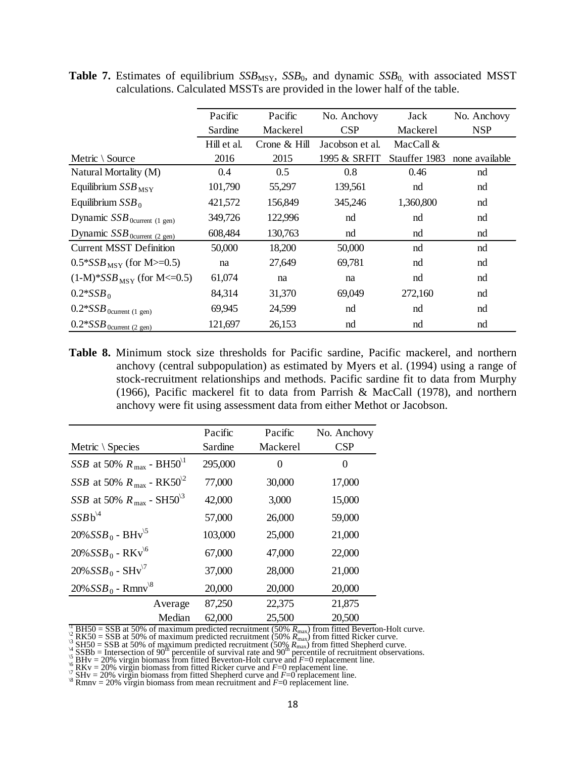**Table 7.** Estimates of equilibrium $SSB_{MSY}$, $SSB_0$, and dynamic $SSB_0$, with associated MSST calculations. Calculated MSSTs are provided in the lower half of the table.

| | Pacific Sardine | Pacific Mackerel | No. Anchovy CSP | Jack Mackerel | No. Anchovy NSP |
|---|---|---|---|---|---|
| Metric \ Source | Hill et al. 2016 | Crone & Hill 2015 | Jacobson et al. 1995 & SRFIT | MacCall & Stauffer 1983 | none available |
| Natural Mortality (M) | 0.4 | 0.5 | 0.8 | 0.46 | nd |
| Equilibrium $SSB_{MSY}$ | 101,790 | 55,297 | 139,561 | nd | nd |
| Equilibrium $SSB_0$ | 421,572 | 156,849 | 345,246 | 1,360,800 | nd |
| Dynamic $SSB_{0current\ (1\ gen)}$ | 349,726 | 122,996 | nd | nd | nd |
| Dynamic $SSB_{0current\ (2\ gen)}$ | 608,484 | 130,763 | nd | nd | nd |
| Current MSST Definition | 50,000 | 18,200 | 50,000 | nd | nd |
| $0.5*SSB_{MSY}$ (for M>=0.5) | na | 27,649 | 69,781 | nd | nd |
| $(1\text{-}M)*SSB_{MSY}$ (for M<=0.5) | 61,074 | na | na | nd | nd |
| $0.2*SSB_0$ | 84,314 | 31,370 | 69,049 | 272,160 | nd |
| $0.2*SSB_{0current\ (1\ gen)}$ | 69,945 | 24,599 | nd | nd | nd |
| $0.2*SSB_{0current\ (2\ gen)}$ | 121,697 | 26,153 | nd | nd | nd |

**Table 8.** Minimum stock size thresholds for Pacific sardine, Pacific mackerel, and northern anchovy (central subpopulation) as estimated by Myers et al. (1994) using a range of stock-recruitment relationships and methods. Pacific sardine fit to data from Murphy (1966), Pacific mackerel fit to data from Parrish & MacCall (1978), and northern anchovy were fit using assessment data from either Methot or Jacobson.

| Metric \ Species | Pacific Sardine | Pacific Mackerel | No. Anchovy CSP |
|---|---|---|---|
| $SSB$ at 50% $R_{max}$ - BH50[1] | 295,000 | 0 | 0 |
| $SSB$ at 50% $R_{max}$ - RK50[2] | 77,000 | 30,000 | 17,000 |
| $SSB$ at 50% $R_{max}$ - SH50[3] | 42,000 | 3,000 | 15,000 |
| $SSBb$[4] | 57,000 | 26,000 | 59,000 |
| 20%$SSB_0$ - BHv[5] | 103,000 | 25,000 | 21,000 |
| 20%$SSB_0$ - RKv[6] | 67,000 | 47,000 | 22,000 |
| 20%$SSB_0$ - SHv[7] | 37,000 | 28,000 | 21,000 |
| 20%$SSB_0$ - Rmnv[8] | 20,000 | 20,000 | 20,000 |
| Average | 87,250 | 22,375 | 21,875 |
| Median | 62,000 | 25,500 | 20,500 |

[1] BH50 = SSB at 50% of maximum predicted recruitment (50% $R_{max}$) from fitted Beverton-Holt curve.
[2] RK50 = SSB at 50% of maximum predicted recruitment (50% $R_{max}$) from fitted Ricker curve.
[3] SH50 = SSB at 50% of maximum predicted recruitment (50% $R_{max}$) from fitted Shepherd curve.
[4] SSBb = Intersection of 90th percentile of survival rate and 90th percentile of recruitment observations.
[5] BHv = 20% virgin biomass from fitted Beverton-Holt curve and $F$=0 replacement line.
[6] RKv = 20% virgin biomass from fitted Ricker curve and $F$=0 replacement line.
[7] SHv = 20% virgin biomass from fitted Shepherd curve and $F$=0 replacement line.
[8] Rmnv = 20% virgin biomass from mean recruitment and $F$=0 replacement line.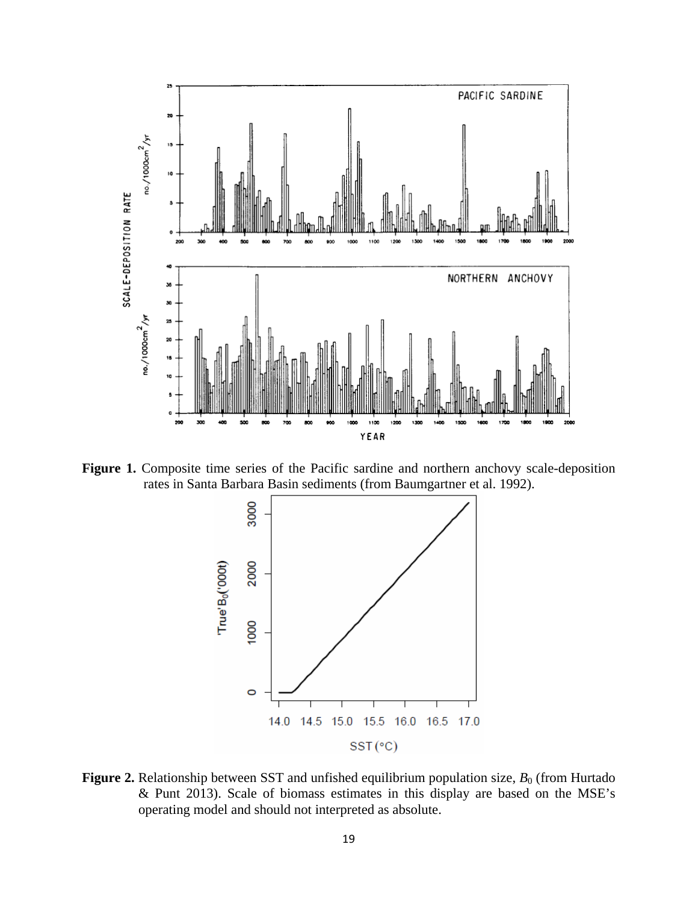PACIFIC SARDINE

NORTHERN ANCHOVY

SCALE-DEPOSITION RATE

no./1000cm$^2$/yr

YEAR

**Figure 1.** Composite time series of the Pacific sardine and northern anchovy scale-deposition rates in Santa Barbara Basin sediments (from Baumgartner et al. 1992).

'True' $B_0$('000t)

SST (°C)

**Figure 2.** Relationship between SST and unfished equilibrium population size, $B_0$ (from Hurtado & Punt 2013). Scale of biomass estimates in this display are based on the MSE's operating model and should not interpreted as absolute.